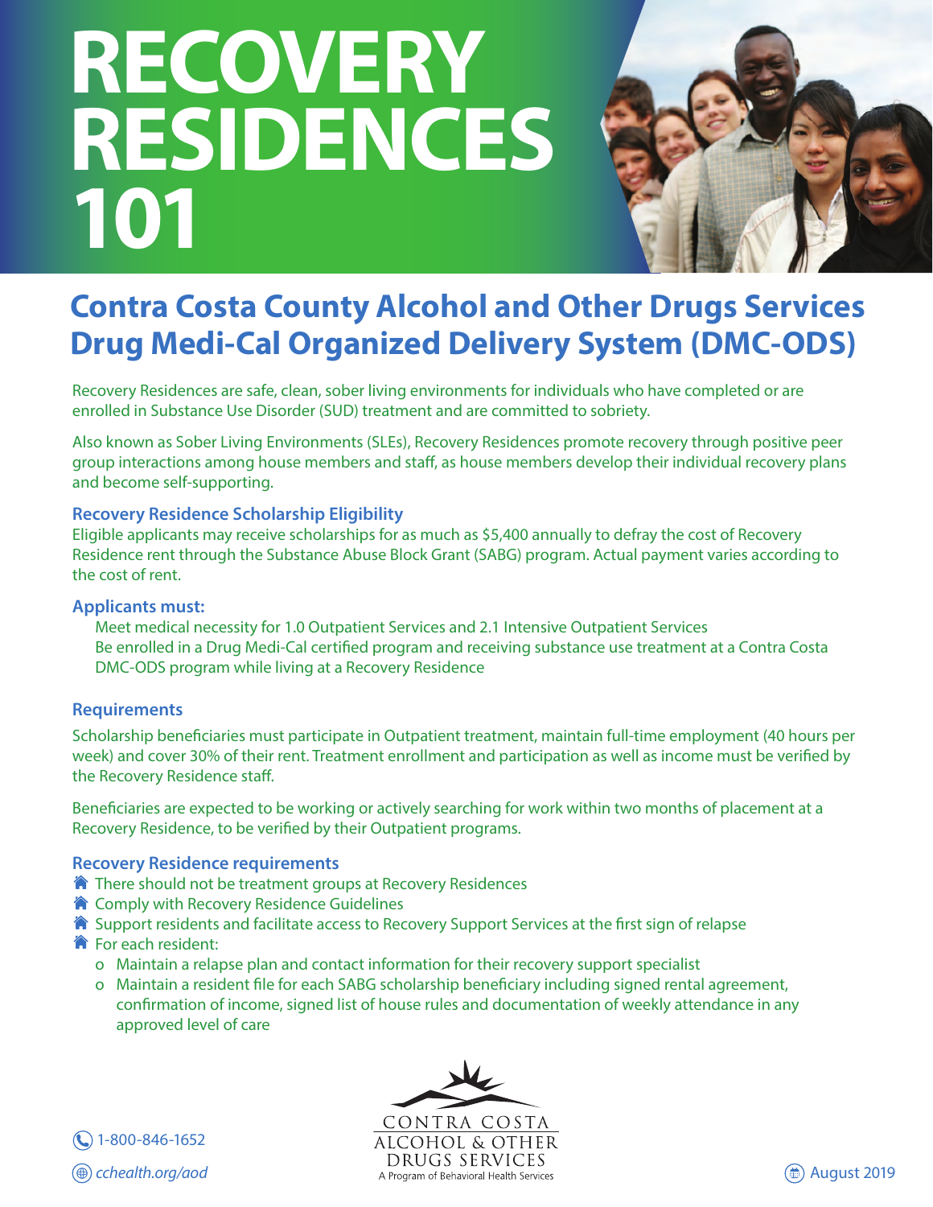# RECOVERY RESIDENCES 101

## Contra Costa County Alcohol and Other Drugs Services Drug Medi-Cal Organized Delivery System (DMC-ODS)

Recovery Residences are safe, clean, sober living environments for individuals who have completed or are enrolled in Substance Use Disorder (SUD) treatment and are committed to sobriety.

Also known as Sober Living Environments (SLEs), Recovery Residences promote recovery through positive peer group interactions among house members and staff, as house members develop their individual recovery plans and become self-supporting.

### Recovery Residence Scholarship Eligibility

Eligible applicants may receive scholarships for as much as $5,400 annually to defray the cost of Recovery Residence rent through the Substance Abuse Block Grant (SABG) program. Actual payment varies according to the cost of rent.

### Applicants must:

- Meet medical necessity for 1.0 Outpatient Services and 2.1 Intensive Outpatient Services
- Be enrolled in a Drug Medi-Cal certified program and receiving substance use treatment at a Contra Costa DMC-ODS program while living at a Recovery Residence

### Requirements

Scholarship beneficiaries must participate in Outpatient treatment, maintain full-time employment (40 hours per week) and cover 30% of their rent. Treatment enrollment and participation as well as income must be verified by the Recovery Residence staff.

Beneficiaries are expected to be working or actively searching for work within two months of placement at a Recovery Residence, to be verified by their Outpatient programs.

### Recovery Residence requirements

- There should not be treatment groups at Recovery Residences
- Comply with Recovery Residence Guidelines
- Support residents and facilitate access to Recovery Support Services at the first sign of relapse
- For each resident:
  - Maintain a relapse plan and contact information for their recovery support specialist
  - Maintain a resident file for each SABG scholarship beneficiary including signed rental agreement, confirmation of income, signed list of house rules and documentation of weekly attendance in any approved level of care

1-800-846-1652

*cchealth.org/aod*

CONTRA COSTA ALCOHOL & OTHER DRUGS SERVICES
A Program of Behavioral Health Services

August 2019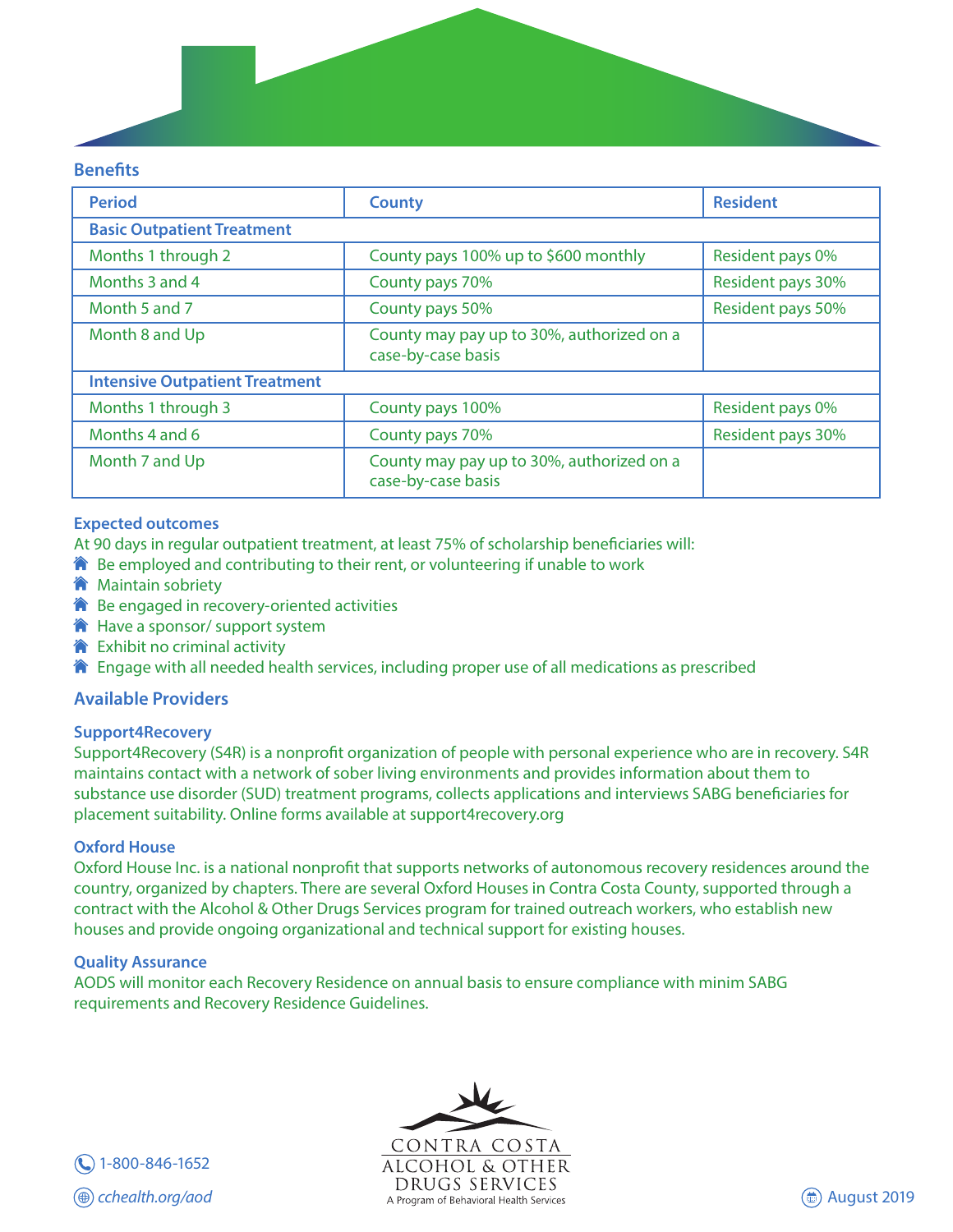## Benefits

| Period | County | Resident |
|---|---|---|
| **Basic Outpatient Treatment** | | |
| Months 1 through 2 | County pays 100% up to $600 monthly | Resident pays 0% |
| Months 3 and 4 | County pays 70% | Resident pays 30% |
| Month 5 and 7 | County pays 50% | Resident pays 50% |
| Month 8 and Up | County may pay up to 30%, authorized on a case-by-case basis | |
| **Intensive Outpatient Treatment** | | |
| Months 1 through 3 | County pays 100% | Resident pays 0% |
| Months 4 and 6 | County pays 70% | Resident pays 30% |
| Month 7 and Up | County may pay up to 30%, authorized on a case-by-case basis | |

### Expected outcomes

At 90 days in regular outpatient treatment, at least 75% of scholarship beneficiaries will:

- Be employed and contributing to their rent, or volunteering if unable to work
- Maintain sobriety
- Be engaged in recovery-oriented activities
- Have a sponsor/ support system
- Exhibit no criminal activity
- Engage with all needed health services, including proper use of all medications as prescribed

## Available Providers

### Support4Recovery

Support4Recovery (S4R) is a nonprofit organization of people with personal experience who are in recovery. S4R maintains contact with a network of sober living environments and provides information about them to substance use disorder (SUD) treatment programs, collects applications and interviews SABG beneficiaries for placement suitability. Online forms available at support4recovery.org

### Oxford House

Oxford House Inc. is a national nonprofit that supports networks of autonomous recovery residences around the country, organized by chapters. There are several Oxford Houses in Contra Costa County, supported through a contract with the Alcohol & Other Drugs Services program for trained outreach workers, who establish new houses and provide ongoing organizational and technical support for existing houses.

### Quality Assurance

AODS will monitor each Recovery Residence on annual basis to ensure compliance with minim SABG requirements and Recovery Residence Guidelines.

1-800-846-1652

*cchealth.org/aod*

CONTRA COSTA
ALCOHOL & OTHER
DRUGS SERVICES
A Program of Behavioral Health Services

August 2019